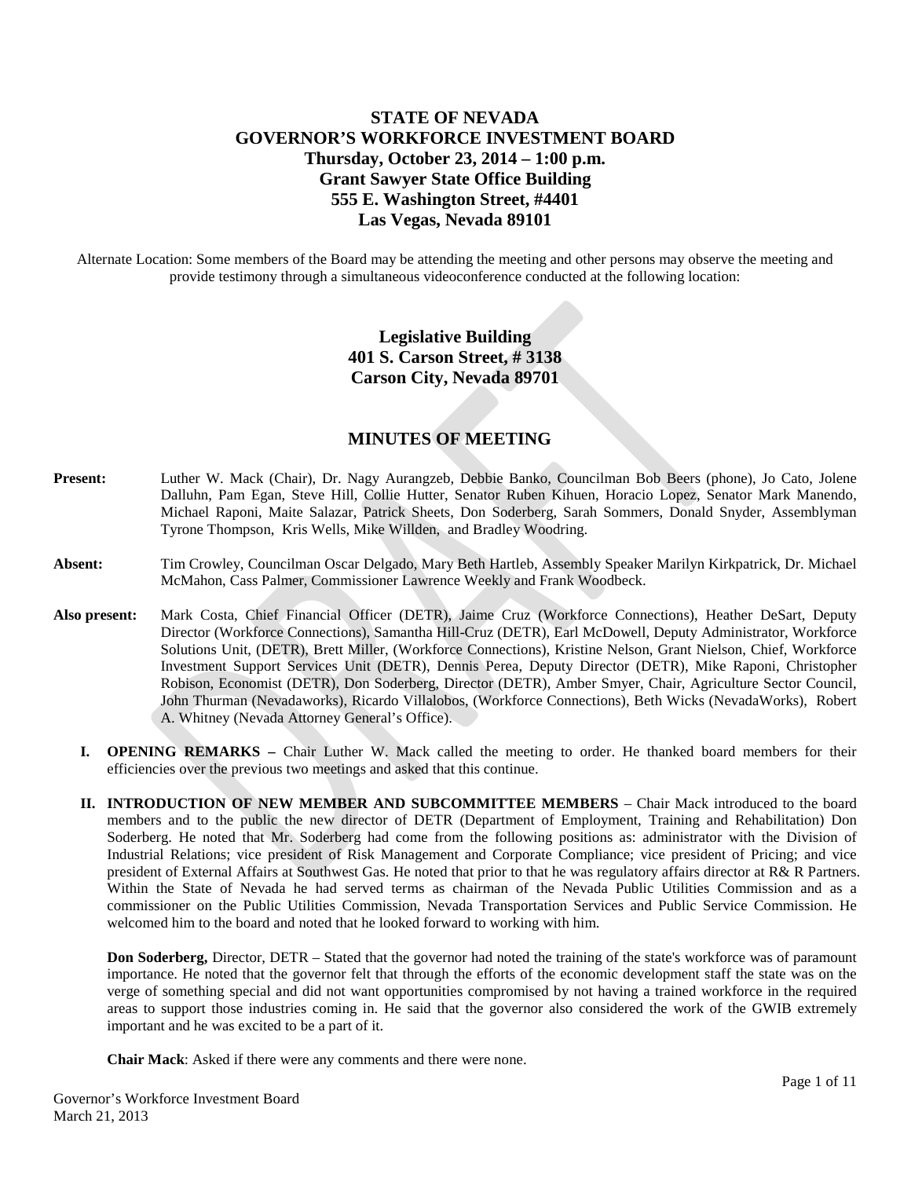# STATE OF NEVADA
# GOVERNOR'S WORKFORCE INVESTMENT BOARD
## Thursday, October 23, 2014 – 1:00 p.m.
## Grant Sawyer State Office Building
## 555 E. Washington Street, #4401
## Las Vegas, Nevada 89101

Alternate Location: Some members of the Board may be attending the meeting and other persons may observe the meeting and provide testimony through a simultaneous videoconference conducted at the following location:

**Legislative Building**
**401 S. Carson Street, # 3138**
**Carson City, Nevada 89701**

## MINUTES OF MEETING

**Present:** Luther W. Mack (Chair), Dr. Nagy Aurangzeb, Debbie Banko, Councilman Bob Beers (phone), Jo Cato, Jolene Dalluhn, Pam Egan, Steve Hill, Collie Hutter, Senator Ruben Kihuen, Horacio Lopez, Senator Mark Manendo, Michael Raponi, Maite Salazar, Patrick Sheets, Don Soderberg, Sarah Sommers, Donald Snyder, Assemblyman Tyrone Thompson, Kris Wells, Mike Willden, and Bradley Woodring.

**Absent:** Tim Crowley, Councilman Oscar Delgado, Mary Beth Hartleb, Assembly Speaker Marilyn Kirkpatrick, Dr. Michael McMahon, Cass Palmer, Commissioner Lawrence Weekly and Frank Woodbeck.

**Also present:** Mark Costa, Chief Financial Officer (DETR), Jaime Cruz (Workforce Connections), Heather DeSart, Deputy Director (Workforce Connections), Samantha Hill-Cruz (DETR), Earl McDowell, Deputy Administrator, Workforce Solutions Unit, (DETR), Brett Miller, (Workforce Connections), Kristine Nelson, Grant Nielson, Chief, Workforce Investment Support Services Unit (DETR), Dennis Perea, Deputy Director (DETR), Mike Raponi, Christopher Robison, Economist (DETR), Don Soderberg, Director (DETR), Amber Smyer, Chair, Agriculture Sector Council, John Thurman (Nevadaworks), Ricardo Villalobos, (Workforce Connections), Beth Wicks (NevadaWorks), Robert A. Whitney (Nevada Attorney General's Office).

**I. OPENING REMARKS –** Chair Luther W. Mack called the meeting to order. He thanked board members for their efficiencies over the previous two meetings and asked that this continue.

**II. INTRODUCTION OF NEW MEMBER AND SUBCOMMITTEE MEMBERS** – Chair Mack introduced to the board members and to the public the new director of DETR (Department of Employment, Training and Rehabilitation) Don Soderberg. He noted that Mr. Soderberg had come from the following positions as: administrator with the Division of Industrial Relations; vice president of Risk Management and Corporate Compliance; vice president of Pricing; and vice president of External Affairs at Southwest Gas. He noted that prior to that he was regulatory affairs director at R& R Partners. Within the State of Nevada he had served terms as chairman of the Nevada Public Utilities Commission and as a commissioner on the Public Utilities Commission, Nevada Transportation Services and Public Service Commission. He welcomed him to the board and noted that he looked forward to working with him.

**Don Soderberg,** Director, DETR – Stated that the governor had noted the training of the state's workforce was of paramount importance. He noted that the governor felt that through the efforts of the economic development staff the state was on the verge of something special and did not want opportunities compromised by not having a trained workforce in the required areas to support those industries coming in. He said that the governor also considered the work of the GWIB extremely important and he was excited to be a part of it.

**Chair Mack**: Asked if there were any comments and there were none.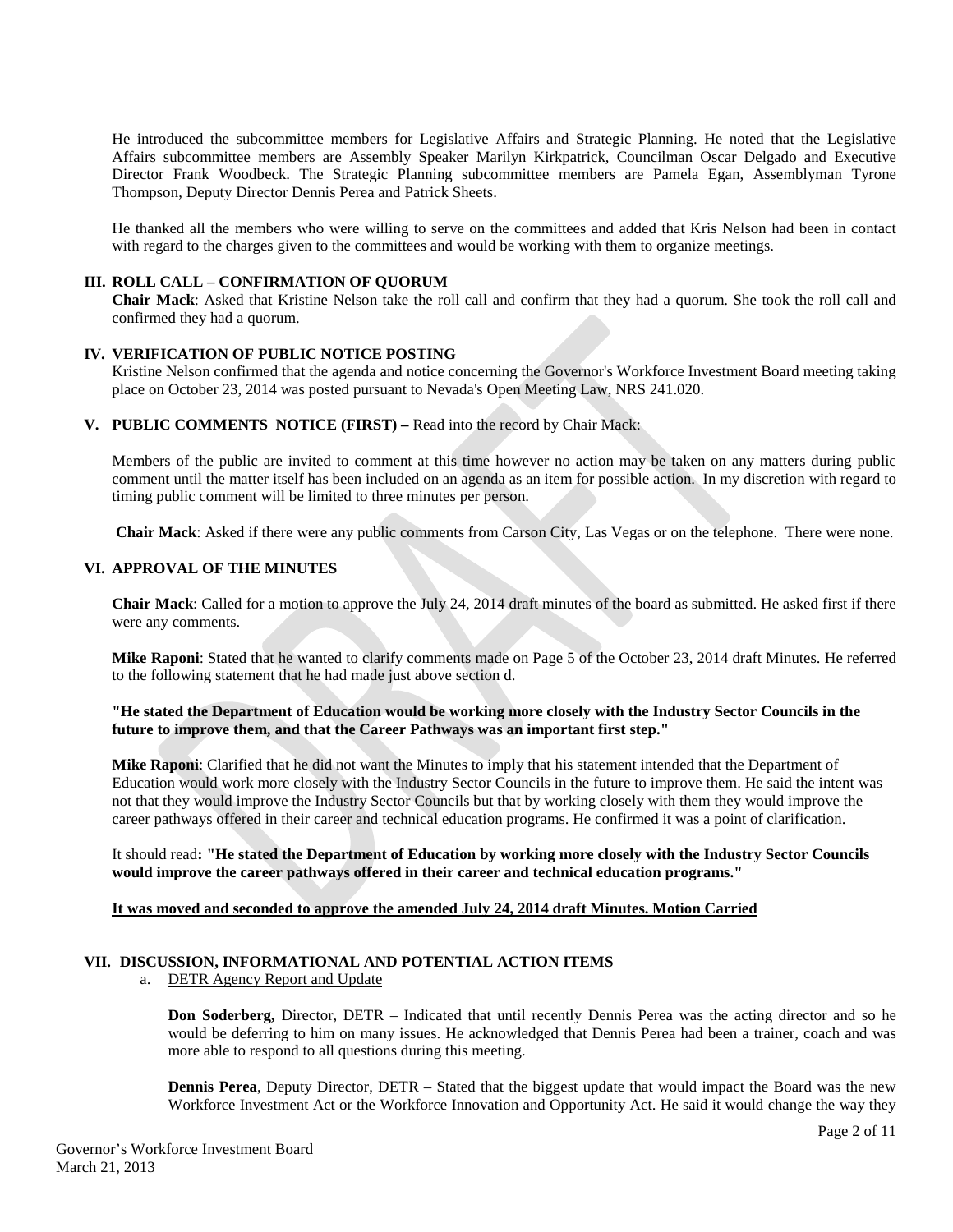He introduced the subcommittee members for Legislative Affairs and Strategic Planning. He noted that the Legislative Affairs subcommittee members are Assembly Speaker Marilyn Kirkpatrick, Councilman Oscar Delgado and Executive Director Frank Woodbeck. The Strategic Planning subcommittee members are Pamela Egan, Assemblyman Tyrone Thompson, Deputy Director Dennis Perea and Patrick Sheets.

He thanked all the members who were willing to serve on the committees and added that Kris Nelson had been in contact with regard to the charges given to the committees and would be working with them to organize meetings.

## III. ROLL CALL – CONFIRMATION OF QUORUM

**Chair Mack**: Asked that Kristine Nelson take the roll call and confirm that they had a quorum. She took the roll call and confirmed they had a quorum.

## IV. VERIFICATION OF PUBLIC NOTICE POSTING

Kristine Nelson confirmed that the agenda and notice concerning the Governor's Workforce Investment Board meeting taking place on October 23, 2014 was posted pursuant to Nevada's Open Meeting Law, NRS 241.020.

## V. PUBLIC COMMENTS NOTICE (FIRST) – Read into the record by Chair Mack:

Members of the public are invited to comment at this time however no action may be taken on any matters during public comment until the matter itself has been included on an agenda as an item for possible action. In my discretion with regard to timing public comment will be limited to three minutes per person.

**Chair Mack**: Asked if there were any public comments from Carson City, Las Vegas or on the telephone. There were none.

## VI. APPROVAL OF THE MINUTES

**Chair Mack**: Called for a motion to approve the July 24, 2014 draft minutes of the board as submitted. He asked first if there were any comments.

**Mike Raponi**: Stated that he wanted to clarify comments made on Page 5 of the October 23, 2014 draft Minutes. He referred to the following statement that he had made just above section d.

**"He stated the Department of Education would be working more closely with the Industry Sector Councils in the future to improve them, and that the Career Pathways was an important first step."**

**Mike Raponi**: Clarified that he did not want the Minutes to imply that his statement intended that the Department of Education would work more closely with the Industry Sector Councils in the future to improve them. He said the intent was not that they would improve the Industry Sector Councils but that by working closely with them they would improve the career pathways offered in their career and technical education programs. He confirmed it was a point of clarification.

It should read**: "He stated the Department of Education by working more closely with the Industry Sector Councils would improve the career pathways offered in their career and technical education programs."**

**<u>It was moved and seconded to approve the amended July 24, 2014 draft Minutes. Motion Carried</u>**

## VII. DISCUSSION, INFORMATIONAL AND POTENTIAL ACTION ITEMS

a. <u>DETR Agency Report and Update</u>

**Don Soderberg,** Director, DETR – Indicated that until recently Dennis Perea was the acting director and so he would be deferring to him on many issues. He acknowledged that Dennis Perea had been a trainer, coach and was more able to respond to all questions during this meeting.

**Dennis Perea**, Deputy Director, DETR – Stated that the biggest update that would impact the Board was the new Workforce Investment Act or the Workforce Innovation and Opportunity Act. He said it would change the way they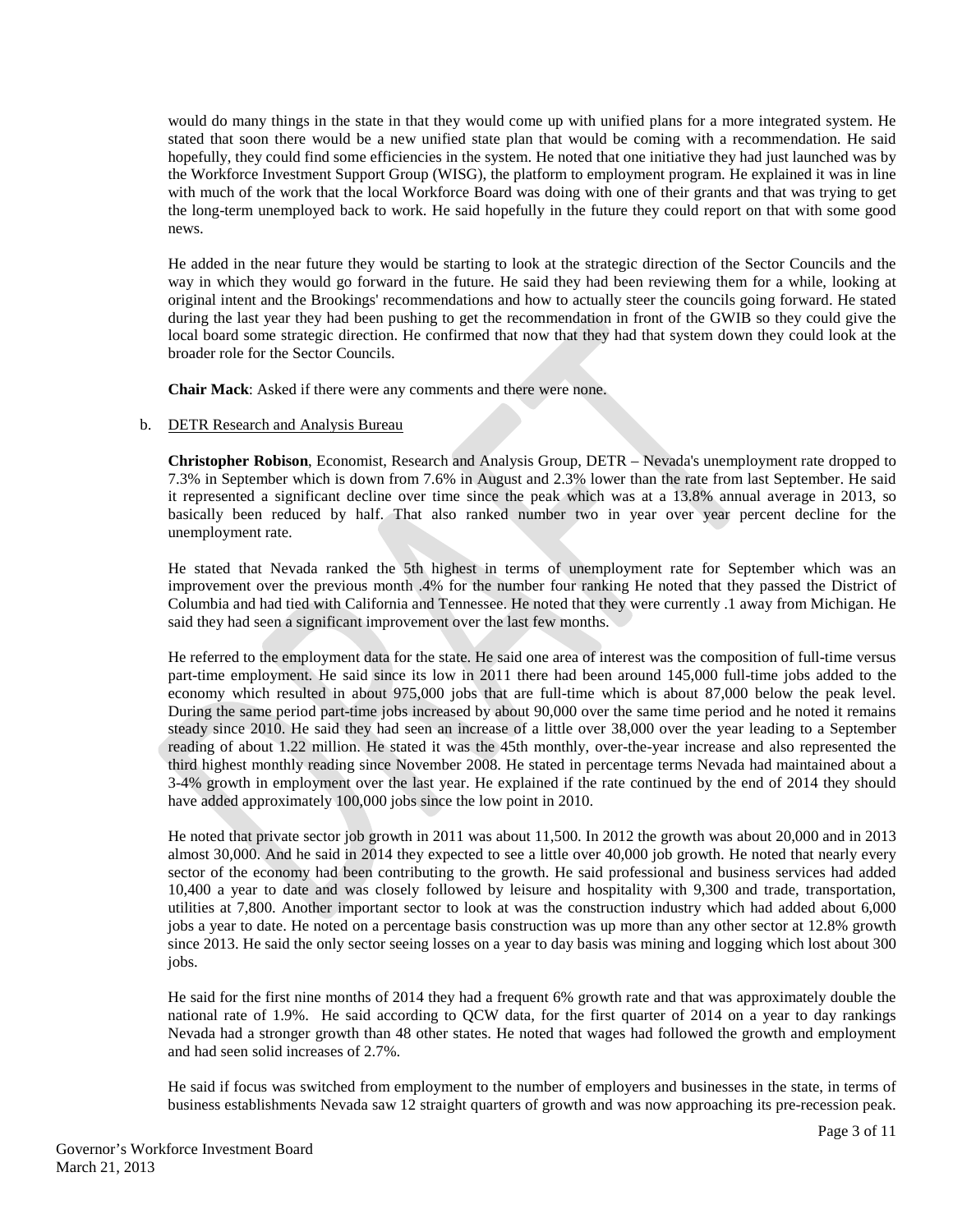would do many things in the state in that they would come up with unified plans for a more integrated system. He stated that soon there would be a new unified state plan that would be coming with a recommendation. He said hopefully, they could find some efficiencies in the system. He noted that one initiative they had just launched was by the Workforce Investment Support Group (WISG), the platform to employment program. He explained it was in line with much of the work that the local Workforce Board was doing with one of their grants and that was trying to get the long-term unemployed back to work. He said hopefully in the future they could report on that with some good news.

He added in the near future they would be starting to look at the strategic direction of the Sector Councils and the way in which they would go forward in the future. He said they had been reviewing them for a while, looking at original intent and the Brookings' recommendations and how to actually steer the councils going forward. He stated during the last year they had been pushing to get the recommendation in front of the GWIB so they could give the local board some strategic direction. He confirmed that now that they had that system down they could look at the broader role for the Sector Councils.

**Chair Mack**: Asked if there were any comments and there were none.

b. DETR Research and Analysis Bureau

**Christopher Robison**, Economist, Research and Analysis Group, DETR – Nevada's unemployment rate dropped to 7.3% in September which is down from 7.6% in August and 2.3% lower than the rate from last September. He said it represented a significant decline over time since the peak which was at a 13.8% annual average in 2013, so basically been reduced by half. That also ranked number two in year over year percent decline for the unemployment rate.

He stated that Nevada ranked the 5th highest in terms of unemployment rate for September which was an improvement over the previous month .4% for the number four ranking He noted that they passed the District of Columbia and had tied with California and Tennessee. He noted that they were currently .1 away from Michigan. He said they had seen a significant improvement over the last few months.

He referred to the employment data for the state. He said one area of interest was the composition of full-time versus part-time employment. He said since its low in 2011 there had been around 145,000 full-time jobs added to the economy which resulted in about 975,000 jobs that are full-time which is about 87,000 below the peak level. During the same period part-time jobs increased by about 90,000 over the same time period and he noted it remains steady since 2010. He said they had seen an increase of a little over 38,000 over the year leading to a September reading of about 1.22 million. He stated it was the 45th monthly, over-the-year increase and also represented the third highest monthly reading since November 2008. He stated in percentage terms Nevada had maintained about a 3-4% growth in employment over the last year. He explained if the rate continued by the end of 2014 they should have added approximately 100,000 jobs since the low point in 2010.

He noted that private sector job growth in 2011 was about 11,500. In 2012 the growth was about 20,000 and in 2013 almost 30,000. And he said in 2014 they expected to see a little over 40,000 job growth. He noted that nearly every sector of the economy had been contributing to the growth. He said professional and business services had added 10,400 a year to date and was closely followed by leisure and hospitality with 9,300 and trade, transportation, utilities at 7,800. Another important sector to look at was the construction industry which had added about 6,000 jobs a year to date. He noted on a percentage basis construction was up more than any other sector at 12.8% growth since 2013. He said the only sector seeing losses on a year to day basis was mining and logging which lost about 300 jobs.

He said for the first nine months of 2014 they had a frequent 6% growth rate and that was approximately double the national rate of 1.9%. He said according to QCW data, for the first quarter of 2014 on a year to day rankings Nevada had a stronger growth than 48 other states. He noted that wages had followed the growth and employment and had seen solid increases of 2.7%.

He said if focus was switched from employment to the number of employers and businesses in the state, in terms of business establishments Nevada saw 12 straight quarters of growth and was now approaching its pre-recession peak.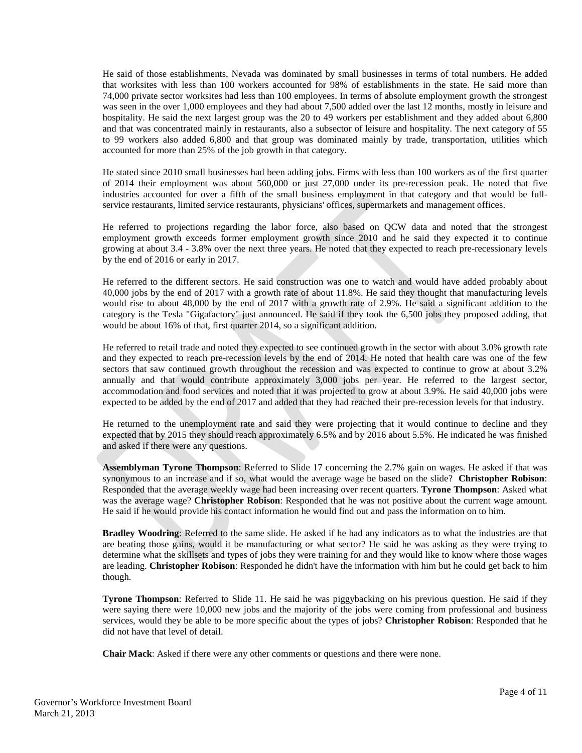He said of those establishments, Nevada was dominated by small businesses in terms of total numbers. He added that worksites with less than 100 workers accounted for 98% of establishments in the state. He said more than 74,000 private sector worksites had less than 100 employees. In terms of absolute employment growth the strongest was seen in the over 1,000 employees and they had about 7,500 added over the last 12 months, mostly in leisure and hospitality. He said the next largest group was the 20 to 49 workers per establishment and they added about 6,800 and that was concentrated mainly in restaurants, also a subsector of leisure and hospitality. The next category of 55 to 99 workers also added 6,800 and that group was dominated mainly by trade, transportation, utilities which accounted for more than 25% of the job growth in that category.

He stated since 2010 small businesses had been adding jobs. Firms with less than 100 workers as of the first quarter of 2014 their employment was about 560,000 or just 27,000 under its pre-recession peak. He noted that five industries accounted for over a fifth of the small business employment in that category and that would be full-service restaurants, limited service restaurants, physicians' offices, supermarkets and management offices.

He referred to projections regarding the labor force, also based on QCW data and noted that the strongest employment growth exceeds former employment growth since 2010 and he said they expected it to continue growing at about 3.4 - 3.8% over the next three years. He noted that they expected to reach pre-recessionary levels by the end of 2016 or early in 2017.

He referred to the different sectors. He said construction was one to watch and would have added probably about 40,000 jobs by the end of 2017 with a growth rate of about 11.8%. He said they thought that manufacturing levels would rise to about 48,000 by the end of 2017 with a growth rate of 2.9%. He said a significant addition to the category is the Tesla "Gigafactory" just announced. He said if they took the 6,500 jobs they proposed adding, that would be about 16% of that, first quarter 2014, so a significant addition.

He referred to retail trade and noted they expected to see continued growth in the sector with about 3.0% growth rate and they expected to reach pre-recession levels by the end of 2014. He noted that health care was one of the few sectors that saw continued growth throughout the recession and was expected to continue to grow at about 3.2% annually and that would contribute approximately 3,000 jobs per year. He referred to the largest sector, accommodation and food services and noted that it was projected to grow at about 3.9%. He said 40,000 jobs were expected to be added by the end of 2017 and added that they had reached their pre-recession levels for that industry.

He returned to the unemployment rate and said they were projecting that it would continue to decline and they expected that by 2015 they should reach approximately 6.5% and by 2016 about 5.5%. He indicated he was finished and asked if there were any questions.

**Assemblyman Tyrone Thompson**: Referred to Slide 17 concerning the 2.7% gain on wages. He asked if that was synonymous to an increase and if so, what would the average wage be based on the slide? **Christopher Robison**: Responded that the average weekly wage had been increasing over recent quarters. **Tyrone Thompson**: Asked what was the average wage? **Christopher Robison**: Responded that he was not positive about the current wage amount. He said if he would provide his contact information he would find out and pass the information on to him.

**Bradley Woodring**: Referred to the same slide. He asked if he had any indicators as to what the industries are that are beating those gains, would it be manufacturing or what sector? He said he was asking as they were trying to determine what the skillsets and types of jobs they were training for and they would like to know where those wages are leading. **Christopher Robison**: Responded he didn't have the information with him but he could get back to him though.

**Tyrone Thompson**: Referred to Slide 11. He said he was piggybacking on his previous question. He said if they were saying there were 10,000 new jobs and the majority of the jobs were coming from professional and business services, would they be able to be more specific about the types of jobs? **Christopher Robison**: Responded that he did not have that level of detail.

**Chair Mack**: Asked if there were any other comments or questions and there were none.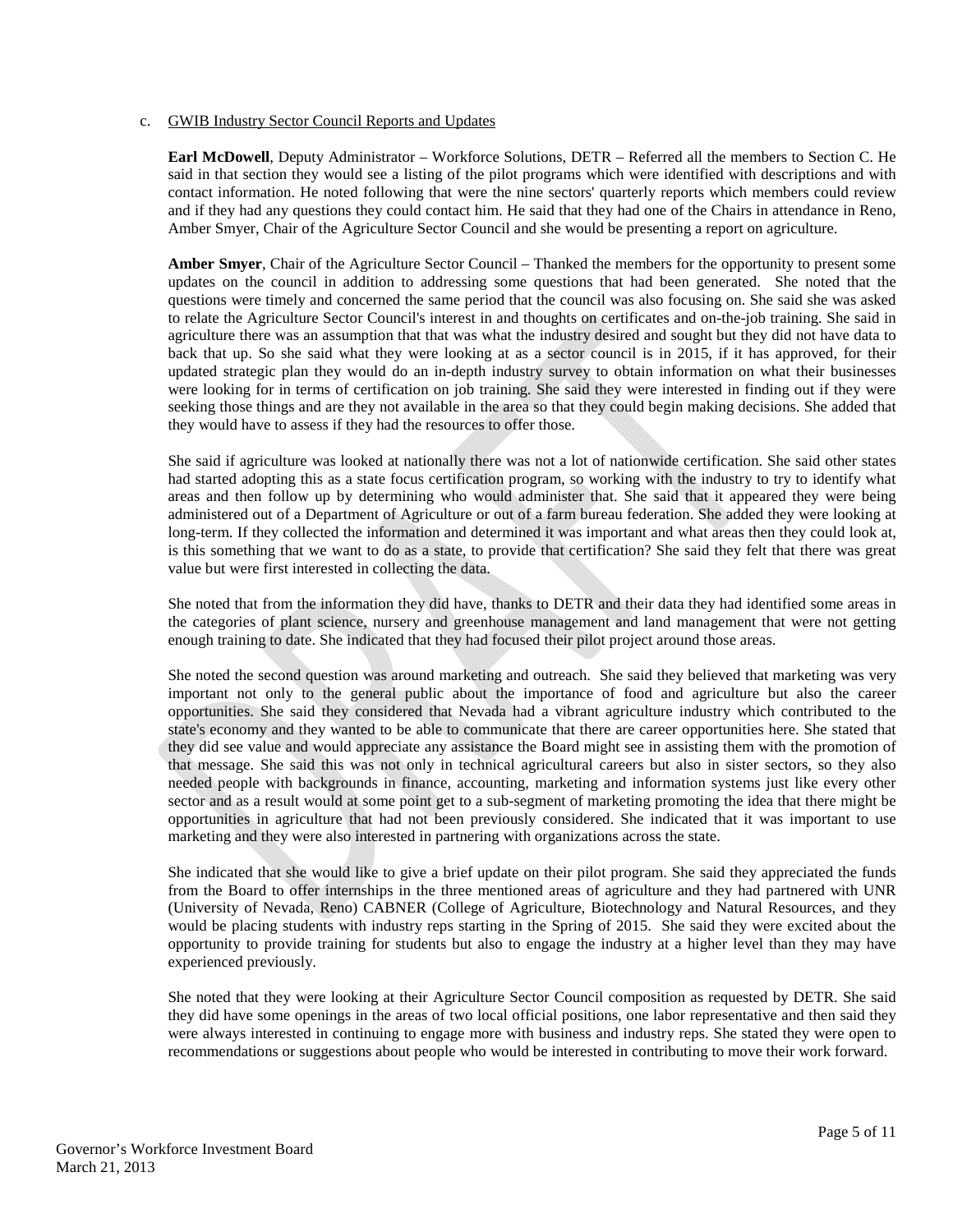c. GWIB Industry Sector Council Reports and Updates

**Earl McDowell**, Deputy Administrator – Workforce Solutions, DETR – Referred all the members to Section C. He said in that section they would see a listing of the pilot programs which were identified with descriptions and with contact information. He noted following that were the nine sectors' quarterly reports which members could review and if they had any questions they could contact him. He said that they had one of the Chairs in attendance in Reno, Amber Smyer, Chair of the Agriculture Sector Council and she would be presenting a report on agriculture.

**Amber Smyer**, Chair of the Agriculture Sector Council – Thanked the members for the opportunity to present some updates on the council in addition to addressing some questions that had been generated. She noted that the questions were timely and concerned the same period that the council was also focusing on. She said she was asked to relate the Agriculture Sector Council's interest in and thoughts on certificates and on-the-job training. She said in agriculture there was an assumption that that was what the industry desired and sought but they did not have data to back that up. So she said what they were looking at as a sector council is in 2015, if it has approved, for their updated strategic plan they would do an in-depth industry survey to obtain information on what their businesses were looking for in terms of certification on job training. She said they were interested in finding out if they were seeking those things and are they not available in the area so that they could begin making decisions. She added that they would have to assess if they had the resources to offer those.

She said if agriculture was looked at nationally there was not a lot of nationwide certification. She said other states had started adopting this as a state focus certification program, so working with the industry to try to identify what areas and then follow up by determining who would administer that. She said that it appeared they were being administered out of a Department of Agriculture or out of a farm bureau federation. She added they were looking at long-term. If they collected the information and determined it was important and what areas then they could look at, is this something that we want to do as a state, to provide that certification? She said they felt that there was great value but were first interested in collecting the data.

She noted that from the information they did have, thanks to DETR and their data they had identified some areas in the categories of plant science, nursery and greenhouse management and land management that were not getting enough training to date. She indicated that they had focused their pilot project around those areas.

She noted the second question was around marketing and outreach. She said they believed that marketing was very important not only to the general public about the importance of food and agriculture but also the career opportunities. She said they considered that Nevada had a vibrant agriculture industry which contributed to the state's economy and they wanted to be able to communicate that there are career opportunities here. She stated that they did see value and would appreciate any assistance the Board might see in assisting them with the promotion of that message. She said this was not only in technical agricultural careers but also in sister sectors, so they also needed people with backgrounds in finance, accounting, marketing and information systems just like every other sector and as a result would at some point get to a sub-segment of marketing promoting the idea that there might be opportunities in agriculture that had not been previously considered. She indicated that it was important to use marketing and they were also interested in partnering with organizations across the state.

She indicated that she would like to give a brief update on their pilot program. She said they appreciated the funds from the Board to offer internships in the three mentioned areas of agriculture and they had partnered with UNR (University of Nevada, Reno) CABNER (College of Agriculture, Biotechnology and Natural Resources, and they would be placing students with industry reps starting in the Spring of 2015. She said they were excited about the opportunity to provide training for students but also to engage the industry at a higher level than they may have experienced previously.

She noted that they were looking at their Agriculture Sector Council composition as requested by DETR. She said they did have some openings in the areas of two local official positions, one labor representative and then said they were always interested in continuing to engage more with business and industry reps. She stated they were open to recommendations or suggestions about people who would be interested in contributing to move their work forward.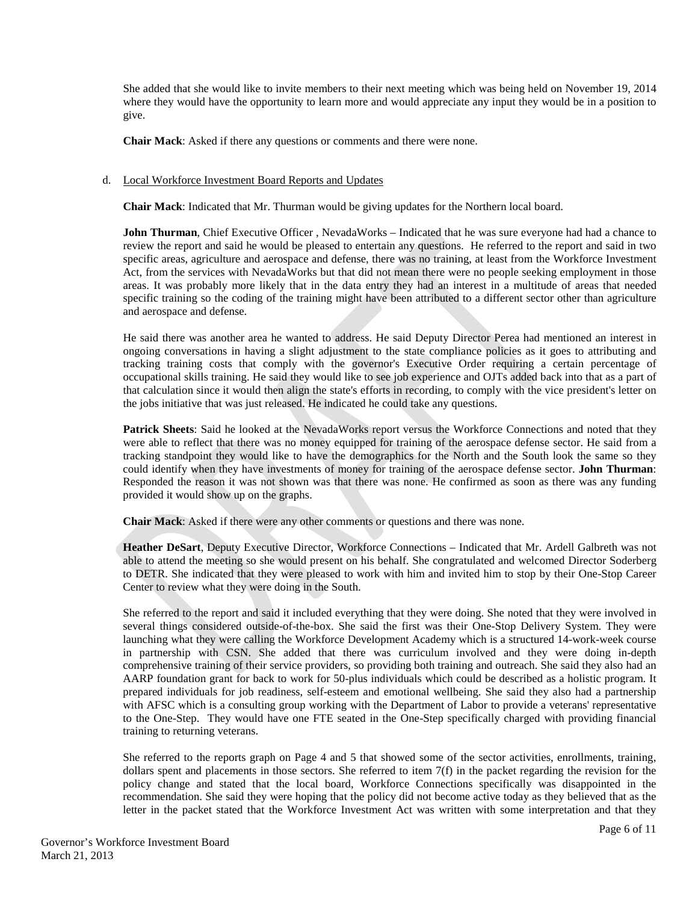She added that she would like to invite members to their next meeting which was being held on November 19, 2014 where they would have the opportunity to learn more and would appreciate any input they would be in a position to give.

**Chair Mack**: Asked if there any questions or comments and there were none.

d. Local Workforce Investment Board Reports and Updates

**Chair Mack**: Indicated that Mr. Thurman would be giving updates for the Northern local board.

**John Thurman**, Chief Executive Officer , NevadaWorks – Indicated that he was sure everyone had had a chance to review the report and said he would be pleased to entertain any questions. He referred to the report and said in two specific areas, agriculture and aerospace and defense, there was no training, at least from the Workforce Investment Act, from the services with NevadaWorks but that did not mean there were no people seeking employment in those areas. It was probably more likely that in the data entry they had an interest in a multitude of areas that needed specific training so the coding of the training might have been attributed to a different sector other than agriculture and aerospace and defense.

He said there was another area he wanted to address. He said Deputy Director Perea had mentioned an interest in ongoing conversations in having a slight adjustment to the state compliance policies as it goes to attributing and tracking training costs that comply with the governor's Executive Order requiring a certain percentage of occupational skills training. He said they would like to see job experience and OJTs added back into that as a part of that calculation since it would then align the state's efforts in recording, to comply with the vice president's letter on the jobs initiative that was just released. He indicated he could take any questions.

**Patrick Sheets**: Said he looked at the NevadaWorks report versus the Workforce Connections and noted that they were able to reflect that there was no money equipped for training of the aerospace defense sector. He said from a tracking standpoint they would like to have the demographics for the North and the South look the same so they could identify when they have investments of money for training of the aerospace defense sector. **John Thurman**: Responded the reason it was not shown was that there was none. He confirmed as soon as there was any funding provided it would show up on the graphs.

**Chair Mack**: Asked if there were any other comments or questions and there was none.

**Heather DeSart**, Deputy Executive Director, Workforce Connections – Indicated that Mr. Ardell Galbreth was not able to attend the meeting so she would present on his behalf. She congratulated and welcomed Director Soderberg to DETR. She indicated that they were pleased to work with him and invited him to stop by their One-Stop Career Center to review what they were doing in the South.

She referred to the report and said it included everything that they were doing. She noted that they were involved in several things considered outside-of-the-box. She said the first was their One-Stop Delivery System. They were launching what they were calling the Workforce Development Academy which is a structured 14-work-week course in partnership with CSN. She added that there was curriculum involved and they were doing in-depth comprehensive training of their service providers, so providing both training and outreach. She said they also had an AARP foundation grant for back to work for 50-plus individuals which could be described as a holistic program. It prepared individuals for job readiness, self-esteem and emotional wellbeing. She said they also had a partnership with AFSC which is a consulting group working with the Department of Labor to provide a veterans' representative to the One-Step. They would have one FTE seated in the One-Step specifically charged with providing financial training to returning veterans.

She referred to the reports graph on Page 4 and 5 that showed some of the sector activities, enrollments, training, dollars spent and placements in those sectors. She referred to item 7(f) in the packet regarding the revision for the policy change and stated that the local board, Workforce Connections specifically was disappointed in the recommendation. She said they were hoping that the policy did not become active today as they believed that as the letter in the packet stated that the Workforce Investment Act was written with some interpretation and that they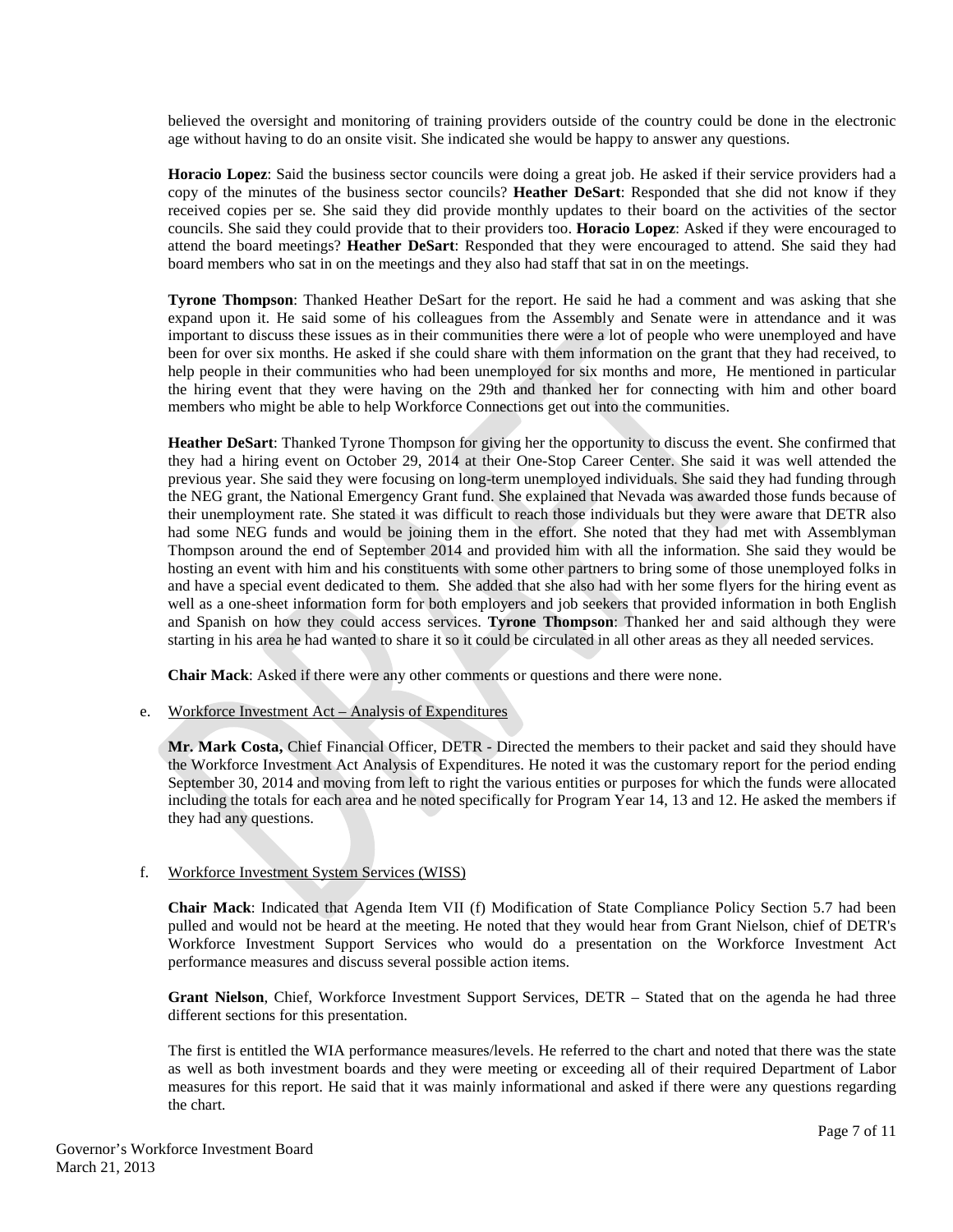believed the oversight and monitoring of training providers outside of the country could be done in the electronic age without having to do an onsite visit. She indicated she would be happy to answer any questions.

**Horacio Lopez**: Said the business sector councils were doing a great job. He asked if their service providers had a copy of the minutes of the business sector councils? **Heather DeSart**: Responded that she did not know if they received copies per se. She said they did provide monthly updates to their board on the activities of the sector councils. She said they could provide that to their providers too. **Horacio Lopez**: Asked if they were encouraged to attend the board meetings? **Heather DeSart**: Responded that they were encouraged to attend. She said they had board members who sat in on the meetings and they also had staff that sat in on the meetings.

**Tyrone Thompson**: Thanked Heather DeSart for the report. He said he had a comment and was asking that she expand upon it. He said some of his colleagues from the Assembly and Senate were in attendance and it was important to discuss these issues as in their communities there were a lot of people who were unemployed and have been for over six months. He asked if she could share with them information on the grant that they had received, to help people in their communities who had been unemployed for six months and more, He mentioned in particular the hiring event that they were having on the 29th and thanked her for connecting with him and other board members who might be able to help Workforce Connections get out into the communities.

**Heather DeSart**: Thanked Tyrone Thompson for giving her the opportunity to discuss the event. She confirmed that they had a hiring event on October 29, 2014 at their One-Stop Career Center. She said it was well attended the previous year. She said they were focusing on long-term unemployed individuals. She said they had funding through the NEG grant, the National Emergency Grant fund. She explained that Nevada was awarded those funds because of their unemployment rate. She stated it was difficult to reach those individuals but they were aware that DETR also had some NEG funds and would be joining them in the effort. She noted that they had met with Assemblyman Thompson around the end of September 2014 and provided him with all the information. She said they would be hosting an event with him and his constituents with some other partners to bring some of those unemployed folks in and have a special event dedicated to them. She added that she also had with her some flyers for the hiring event as well as a one-sheet information form for both employers and job seekers that provided information in both English and Spanish on how they could access services. **Tyrone Thompson**: Thanked her and said although they were starting in his area he had wanted to share it so it could be circulated in all other areas as they all needed services.

**Chair Mack**: Asked if there were any other comments or questions and there were none.

e. Workforce Investment Act – Analysis of Expenditures

**Mr. Mark Costa,** Chief Financial Officer, DETR - Directed the members to their packet and said they should have the Workforce Investment Act Analysis of Expenditures. He noted it was the customary report for the period ending September 30, 2014 and moving from left to right the various entities or purposes for which the funds were allocated including the totals for each area and he noted specifically for Program Year 14, 13 and 12. He asked the members if they had any questions.

f. Workforce Investment System Services (WISS)

**Chair Mack**: Indicated that Agenda Item VII (f) Modification of State Compliance Policy Section 5.7 had been pulled and would not be heard at the meeting. He noted that they would hear from Grant Nielson, chief of DETR's Workforce Investment Support Services who would do a presentation on the Workforce Investment Act performance measures and discuss several possible action items.

**Grant Nielson**, Chief, Workforce Investment Support Services, DETR – Stated that on the agenda he had three different sections for this presentation.

The first is entitled the WIA performance measures/levels. He referred to the chart and noted that there was the state as well as both investment boards and they were meeting or exceeding all of their required Department of Labor measures for this report. He said that it was mainly informational and asked if there were any questions regarding the chart.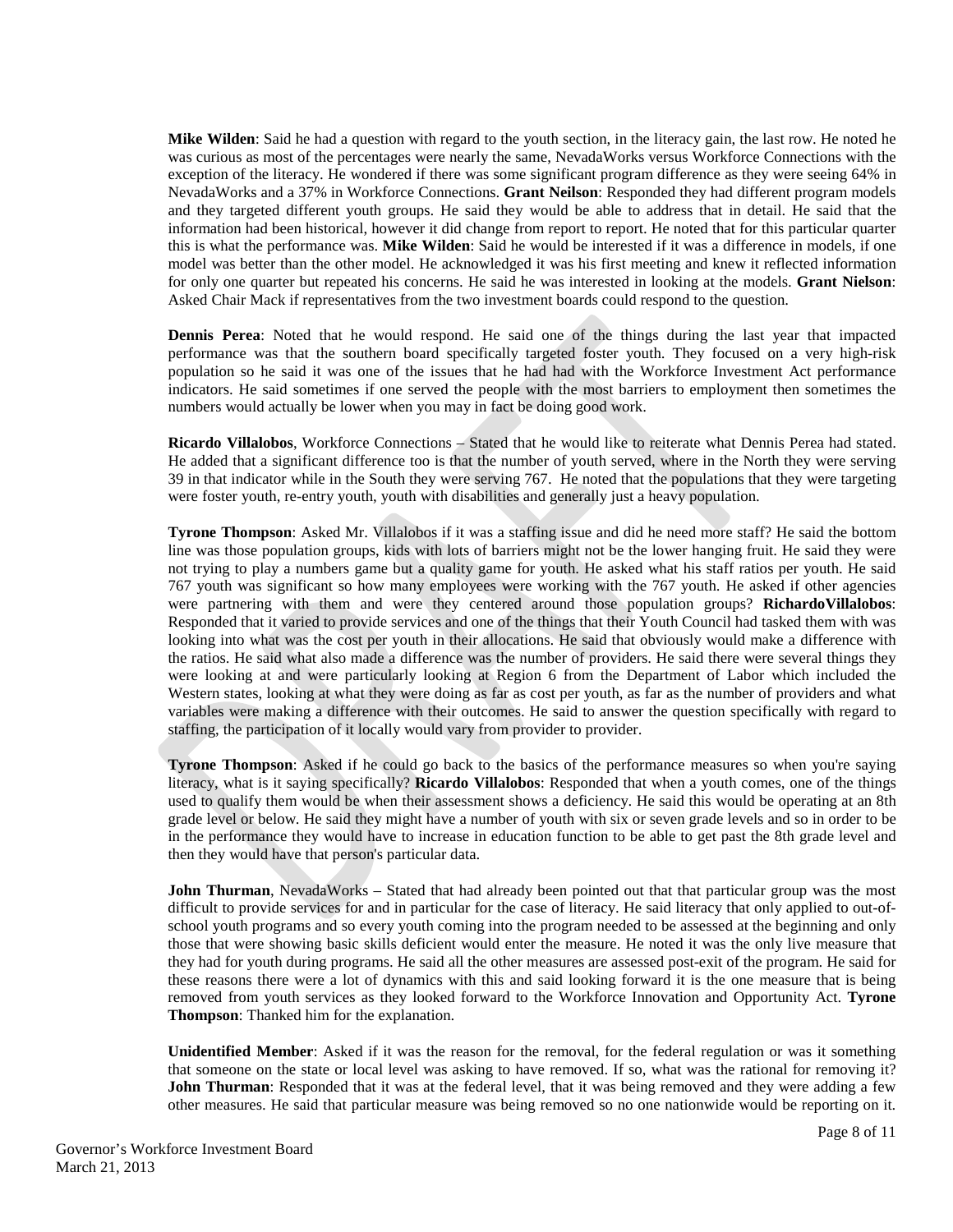**Mike Wilden**: Said he had a question with regard to the youth section, in the literacy gain, the last row. He noted he was curious as most of the percentages were nearly the same, NevadaWorks versus Workforce Connections with the exception of the literacy. He wondered if there was some significant program difference as they were seeing 64% in NevadaWorks and a 37% in Workforce Connections. **Grant Neilson**: Responded they had different program models and they targeted different youth groups. He said they would be able to address that in detail. He said that the information had been historical, however it did change from report to report. He noted that for this particular quarter this is what the performance was. **Mike Wilden**: Said he would be interested if it was a difference in models, if one model was better than the other model. He acknowledged it was his first meeting and knew it reflected information for only one quarter but repeated his concerns. He said he was interested in looking at the models. **Grant Nielson**: Asked Chair Mack if representatives from the two investment boards could respond to the question.

**Dennis Perea**: Noted that he would respond. He said one of the things during the last year that impacted performance was that the southern board specifically targeted foster youth. They focused on a very high-risk population so he said it was one of the issues that he had had with the Workforce Investment Act performance indicators. He said sometimes if one served the people with the most barriers to employment then sometimes the numbers would actually be lower when you may in fact be doing good work.

**Ricardo Villalobos**, Workforce Connections – Stated that he would like to reiterate what Dennis Perea had stated. He added that a significant difference too is that the number of youth served, where in the North they were serving 39 in that indicator while in the South they were serving 767. He noted that the populations that they were targeting were foster youth, re-entry youth, youth with disabilities and generally just a heavy population.

**Tyrone Thompson**: Asked Mr. Villalobos if it was a staffing issue and did he need more staff? He said the bottom line was those population groups, kids with lots of barriers might not be the lower hanging fruit. He said they were not trying to play a numbers game but a quality game for youth. He asked what his staff ratios per youth. He said 767 youth was significant so how many employees were working with the 767 youth. He asked if other agencies were partnering with them and were they centered around those population groups? **RichardoVillalobos**: Responded that it varied to provide services and one of the things that their Youth Council had tasked them with was looking into what was the cost per youth in their allocations. He said that obviously would make a difference with the ratios. He said what also made a difference was the number of providers. He said there were several things they were looking at and were particularly looking at Region 6 from the Department of Labor which included the Western states, looking at what they were doing as far as cost per youth, as far as the number of providers and what variables were making a difference with their outcomes. He said to answer the question specifically with regard to staffing, the participation of it locally would vary from provider to provider.

**Tyrone Thompson**: Asked if he could go back to the basics of the performance measures so when you're saying literacy, what is it saying specifically? **Ricardo Villalobos**: Responded that when a youth comes, one of the things used to qualify them would be when their assessment shows a deficiency. He said this would be operating at an 8th grade level or below. He said they might have a number of youth with six or seven grade levels and so in order to be in the performance they would have to increase in education function to be able to get past the 8th grade level and then they would have that person's particular data.

**John Thurman**, NevadaWorks – Stated that had already been pointed out that that particular group was the most difficult to provide services for and in particular for the case of literacy. He said literacy that only applied to out-of-school youth programs and so every youth coming into the program needed to be assessed at the beginning and only those that were showing basic skills deficient would enter the measure. He noted it was the only live measure that they had for youth during programs. He said all the other measures are assessed post-exit of the program. He said for these reasons there were a lot of dynamics with this and said looking forward it is the one measure that is being removed from youth services as they looked forward to the Workforce Innovation and Opportunity Act. **Tyrone Thompson**: Thanked him for the explanation.

**Unidentified Member**: Asked if it was the reason for the removal, for the federal regulation or was it something that someone on the state or local level was asking to have removed. If so, what was the rational for removing it? **John Thurman**: Responded that it was at the federal level, that it was being removed and they were adding a few other measures. He said that particular measure was being removed so no one nationwide would be reporting on it.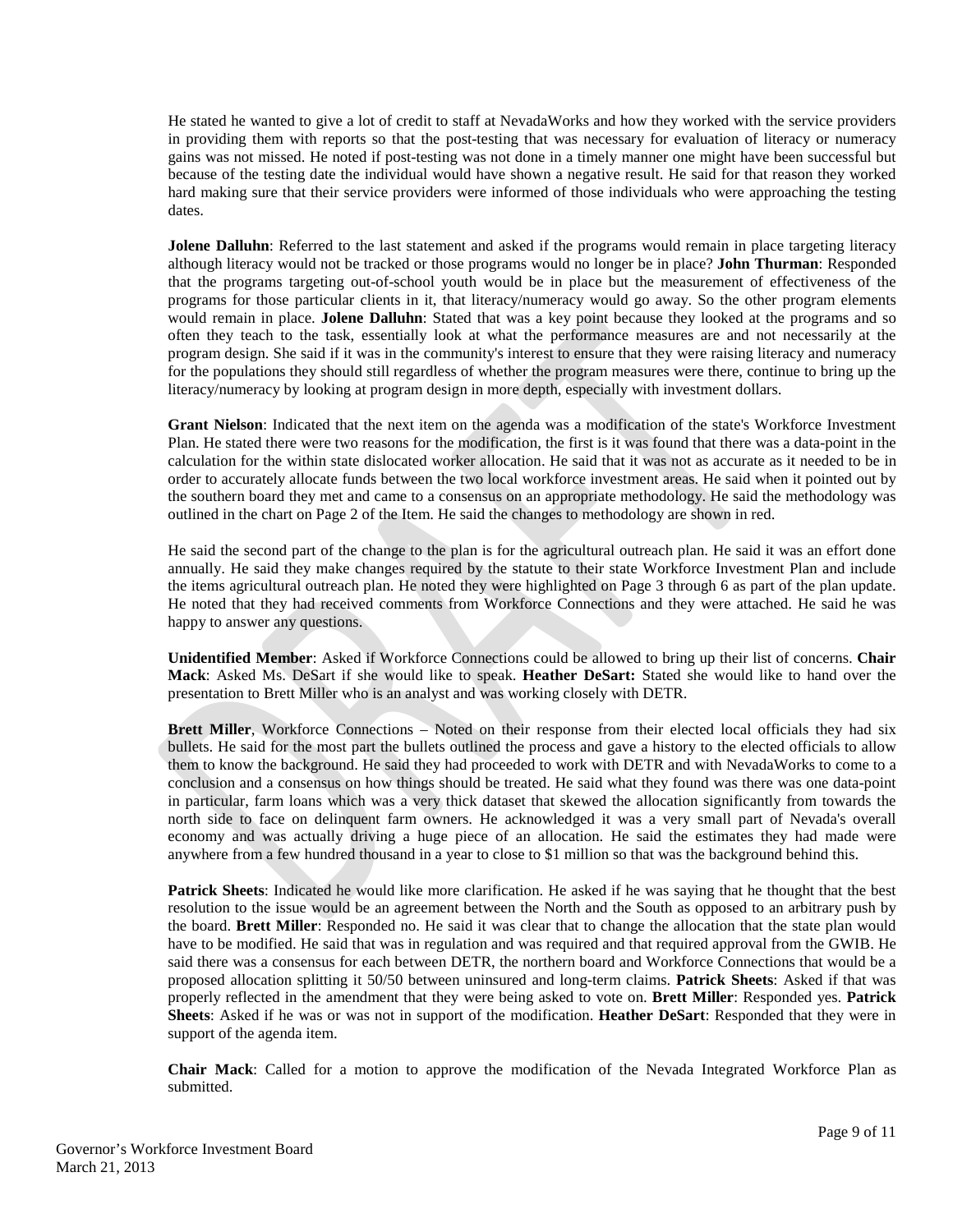He stated he wanted to give a lot of credit to staff at NevadaWorks and how they worked with the service providers in providing them with reports so that the post-testing that was necessary for evaluation of literacy or numeracy gains was not missed. He noted if post-testing was not done in a timely manner one might have been successful but because of the testing date the individual would have shown a negative result. He said for that reason they worked hard making sure that their service providers were informed of those individuals who were approaching the testing dates.

**Jolene Dalluhn**: Referred to the last statement and asked if the programs would remain in place targeting literacy although literacy would not be tracked or those programs would no longer be in place? **John Thurman**: Responded that the programs targeting out-of-school youth would be in place but the measurement of effectiveness of the programs for those particular clients in it, that literacy/numeracy would go away. So the other program elements would remain in place. **Jolene Dalluhn**: Stated that was a key point because they looked at the programs and so often they teach to the task, essentially look at what the performance measures are and not necessarily at the program design. She said if it was in the community's interest to ensure that they were raising literacy and numeracy for the populations they should still regardless of whether the program measures were there, continue to bring up the literacy/numeracy by looking at program design in more depth, especially with investment dollars.

**Grant Nielson**: Indicated that the next item on the agenda was a modification of the state's Workforce Investment Plan. He stated there were two reasons for the modification, the first is it was found that there was a data-point in the calculation for the within state dislocated worker allocation. He said that it was not as accurate as it needed to be in order to accurately allocate funds between the two local workforce investment areas. He said when it pointed out by the southern board they met and came to a consensus on an appropriate methodology. He said the methodology was outlined in the chart on Page 2 of the Item. He said the changes to methodology are shown in red.

He said the second part of the change to the plan is for the agricultural outreach plan. He said it was an effort done annually. He said they make changes required by the statute to their state Workforce Investment Plan and include the items agricultural outreach plan. He noted they were highlighted on Page 3 through 6 as part of the plan update. He noted that they had received comments from Workforce Connections and they were attached. He said he was happy to answer any questions.

**Unidentified Member**: Asked if Workforce Connections could be allowed to bring up their list of concerns. **Chair Mack**: Asked Ms. DeSart if she would like to speak. **Heather DeSart:** Stated she would like to hand over the presentation to Brett Miller who is an analyst and was working closely with DETR.

**Brett Miller**, Workforce Connections – Noted on their response from their elected local officials they had six bullets. He said for the most part the bullets outlined the process and gave a history to the elected officials to allow them to know the background. He said they had proceeded to work with DETR and with NevadaWorks to come to a conclusion and a consensus on how things should be treated. He said what they found was there was one data-point in particular, farm loans which was a very thick dataset that skewed the allocation significantly from towards the north side to face on delinquent farm owners. He acknowledged it was a very small part of Nevada's overall economy and was actually driving a huge piece of an allocation. He said the estimates they had made were anywhere from a few hundred thousand in a year to close to $1 million so that was the background behind this.

**Patrick Sheets**: Indicated he would like more clarification. He asked if he was saying that he thought that the best resolution to the issue would be an agreement between the North and the South as opposed to an arbitrary push by the board. **Brett Miller**: Responded no. He said it was clear that to change the allocation that the state plan would have to be modified. He said that was in regulation and was required and that required approval from the GWIB. He said there was a consensus for each between DETR, the northern board and Workforce Connections that would be a proposed allocation splitting it 50/50 between uninsured and long-term claims. **Patrick Sheets**: Asked if that was properly reflected in the amendment that they were being asked to vote on. **Brett Miller**: Responded yes. **Patrick Sheets**: Asked if he was or was not in support of the modification. **Heather DeSart**: Responded that they were in support of the agenda item.

**Chair Mack**: Called for a motion to approve the modification of the Nevada Integrated Workforce Plan as submitted.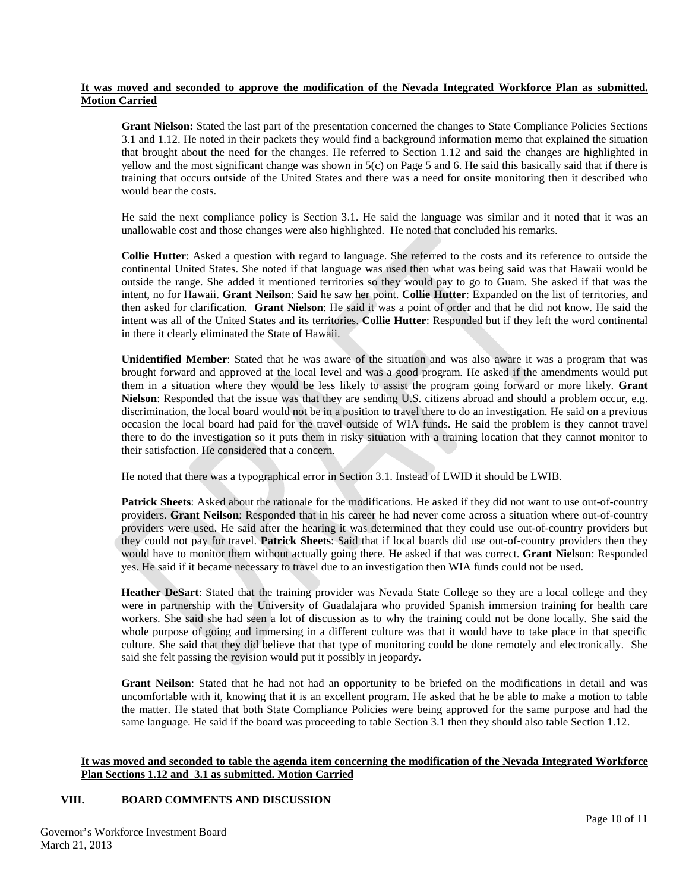**It was moved and seconded to approve the modification of the Nevada Integrated Workforce Plan as submitted. Motion Carried**

**Grant Nielson:** Stated the last part of the presentation concerned the changes to State Compliance Policies Sections 3.1 and 1.12. He noted in their packets they would find a background information memo that explained the situation that brought about the need for the changes. He referred to Section 1.12 and said the changes are highlighted in yellow and the most significant change was shown in 5(c) on Page 5 and 6. He said this basically said that if there is training that occurs outside of the United States and there was a need for onsite monitoring then it described who would bear the costs.

He said the next compliance policy is Section 3.1. He said the language was similar and it noted that it was an unallowable cost and those changes were also highlighted. He noted that concluded his remarks.

**Collie Hutter**: Asked a question with regard to language. She referred to the costs and its reference to outside the continental United States. She noted if that language was used then what was being said was that Hawaii would be outside the range. She added it mentioned territories so they would pay to go to Guam. She asked if that was the intent, no for Hawaii. **Grant Neilson**: Said he saw her point. **Collie Hutter**: Expanded on the list of territories, and then asked for clarification. **Grant Nielson**: He said it was a point of order and that he did not know. He said the intent was all of the United States and its territories. **Collie Hutter**: Responded but if they left the word continental in there it clearly eliminated the State of Hawaii.

**Unidentified Member**: Stated that he was aware of the situation and was also aware it was a program that was brought forward and approved at the local level and was a good program. He asked if the amendments would put them in a situation where they would be less likely to assist the program going forward or more likely. **Grant Nielson**: Responded that the issue was that they are sending U.S. citizens abroad and should a problem occur, e.g. discrimination, the local board would not be in a position to travel there to do an investigation. He said on a previous occasion the local board had paid for the travel outside of WIA funds. He said the problem is they cannot travel there to do the investigation so it puts them in risky situation with a training location that they cannot monitor to their satisfaction. He considered that a concern.

He noted that there was a typographical error in Section 3.1. Instead of LWID it should be LWIB.

**Patrick Sheets**: Asked about the rationale for the modifications. He asked if they did not want to use out-of-country providers. **Grant Nielson**: Responded that in his career he had never come across a situation where out-of-country providers were used. He said after the hearing it was determined that they could use out-of-country providers but they could not pay for travel. **Patrick Sheets**: Said that if local boards did use out-of-country providers then they would have to monitor them without actually going there. He asked if that was correct. **Grant Nielson**: Responded yes. He said if it became necessary to travel due to an investigation then WIA funds could not be used.

**Heather DeSart**: Stated that the training provider was Nevada State College so they are a local college and they were in partnership with the University of Guadalajara who provided Spanish immersion training for health care workers. She said she had seen a lot of discussion as to why the training could not be done locally. She said the whole purpose of going and immersing in a different culture was that it would have to take place in that specific culture. She said that they did believe that that type of monitoring could be done remotely and electronically. She said she felt passing the revision would put it possibly in jeopardy.

**Grant Neilson**: Stated that he had not had an opportunity to be briefed on the modifications in detail and was uncomfortable with it, knowing that it is an excellent program. He asked that he be able to make a motion to table the matter. He stated that both State Compliance Policies were being approved for the same purpose and had the same language. He said if the board was proceeding to table Section 3.1 then they should also table Section 1.12.

**It was moved and seconded to table the agenda item concerning the modification of the Nevada Integrated Workforce Plan Sections 1.12 and 3.1 as submitted. Motion Carried**

## VIII. BOARD COMMENTS AND DISCUSSION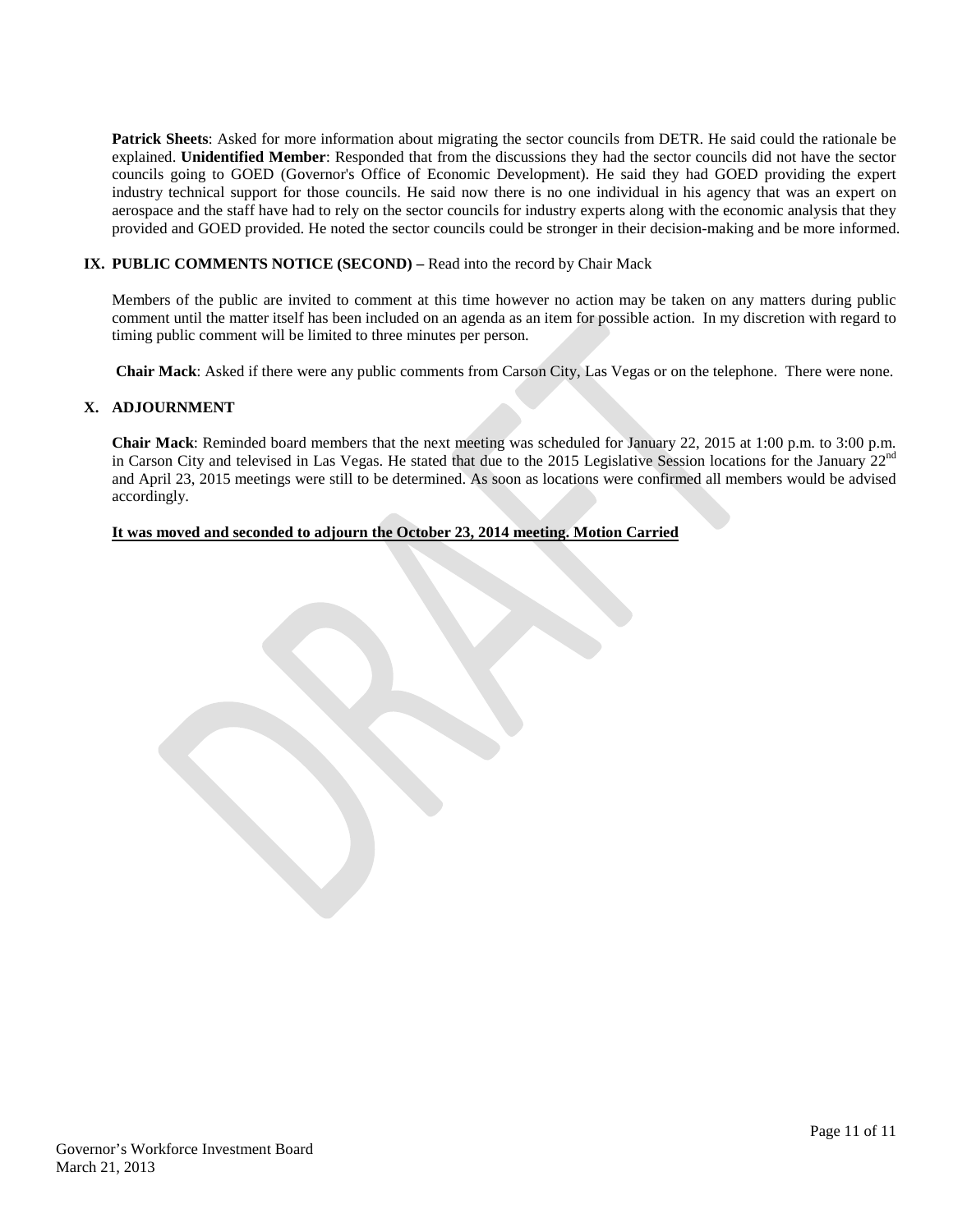**Patrick Sheets**: Asked for more information about migrating the sector councils from DETR. He said could the rationale be explained. **Unidentified Member**: Responded that from the discussions they had the sector councils did not have the sector councils going to GOED (Governor's Office of Economic Development). He said they had GOED providing the expert industry technical support for those councils. He said now there is no one individual in his agency that was an expert on aerospace and the staff have had to rely on the sector councils for industry experts along with the economic analysis that they provided and GOED provided. He noted the sector councils could be stronger in their decision-making and be more informed.

## IX. PUBLIC COMMENTS NOTICE (SECOND) – Read into the record by Chair Mack

Members of the public are invited to comment at this time however no action may be taken on any matters during public comment until the matter itself has been included on an agenda as an item for possible action. In my discretion with regard to timing public comment will be limited to three minutes per person.

**Chair Mack**: Asked if there were any public comments from Carson City, Las Vegas or on the telephone. There were none.

## X. ADJOURNMENT

**Chair Mack**: Reminded board members that the next meeting was scheduled for January 22, 2015 at 1:00 p.m. to 3:00 p.m. in Carson City and televised in Las Vegas. He stated that due to the 2015 Legislative Session locations for the January 22nd and April 23, 2015 meetings were still to be determined. As soon as locations were confirmed all members would be advised accordingly.

**It was moved and seconded to adjourn the October 23, 2014 meeting. Motion Carried**